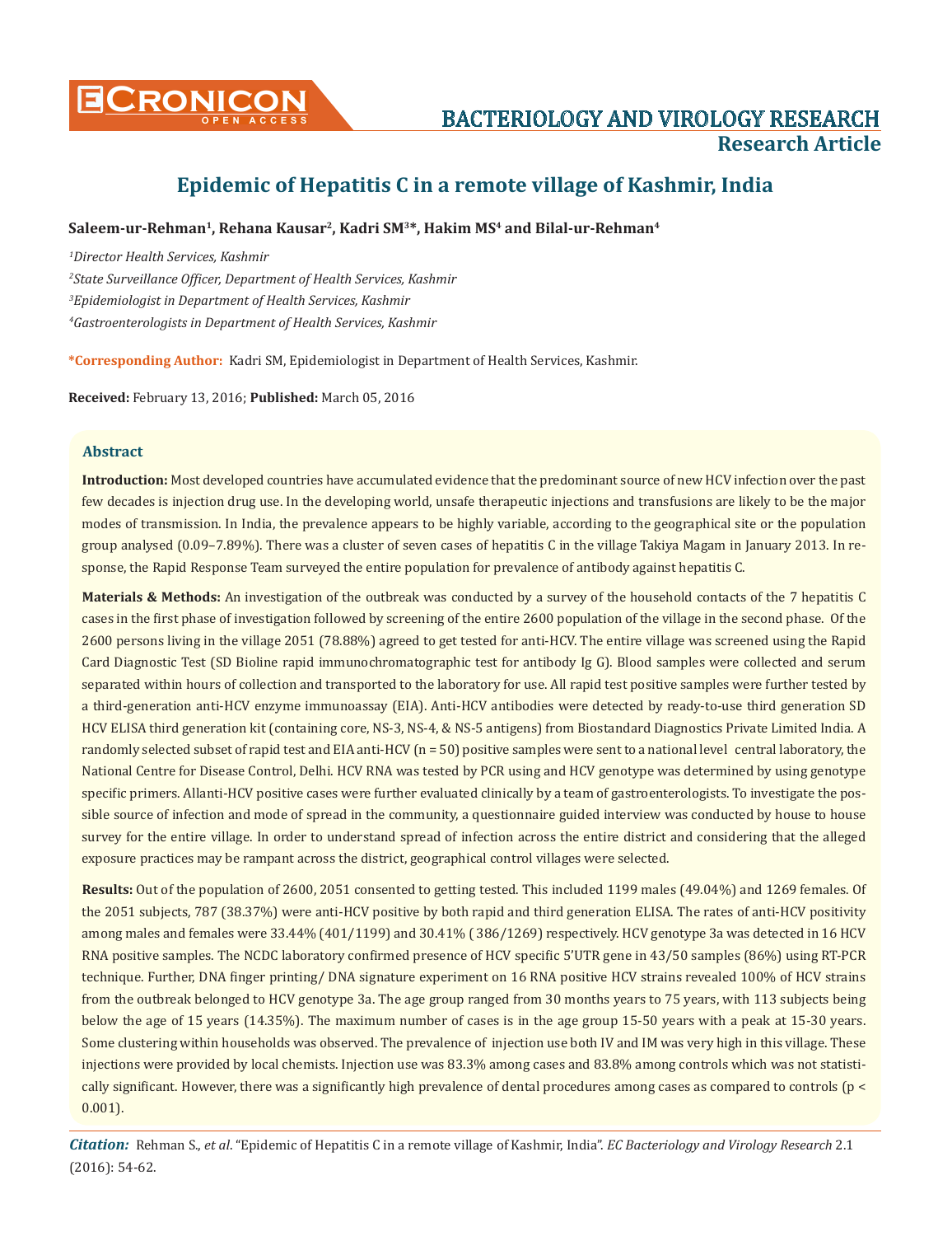Research Article

# Epidemic of Hepatitis C in a remote village of Kashmir, India

**Saleem-ur-Rehman[1], Rehana Kausar[2], Kadri SM[3]*, Hakim MS[4] and Bilal-ur-Rehman[4]**

*[1]Director Health Services, Kashmir*

*[2]State Surveillance Officer, Department of Health Services, Kashmir*

*[3]Epidemiologist in Department of Health Services, Kashmir*

*[4]Gastroenterologists in Department of Health Services, Kashmir*

**\*Corresponding Author:** Kadri SM, Epidemiologist in Department of Health Services, Kashmir.

**Received:** February 13, 2016; **Published:** March 05, 2016

## Abstract

**Introduction:** Most developed countries have accumulated evidence that the predominant source of new HCV infection over the past few decades is injection drug use. In the developing world, unsafe therapeutic injections and transfusions are likely to be the major modes of transmission. In India, the prevalence appears to be highly variable, according to the geographical site or the population group analysed (0.09–7.89%). There was a cluster of seven cases of hepatitis C in the village Takiya Magam in January 2013. In response, the Rapid Response Team surveyed the entire population for prevalence of antibody against hepatitis C.

**Materials & Methods:** An investigation of the outbreak was conducted by a survey of the household contacts of the 7 hepatitis C cases in the first phase of investigation followed by screening of the entire 2600 population of the village in the second phase. Of the 2600 persons living in the village 2051 (78.88%) agreed to get tested for anti-HCV. The entire village was screened using the Rapid Card Diagnostic Test (SD Bioline rapid immunochromatographic test for antibody Ig G). Blood samples were collected and serum separated within hours of collection and transported to the laboratory for use. All rapid test positive samples were further tested by a third-generation anti-HCV enzyme immunoassay (EIA). Anti-HCV antibodies were detected by ready-to-use third generation SD HCV ELISA third generation kit (containing core, NS-3, NS-4, & NS-5 antigens) from Biostandard Diagnostics Private Limited India. A randomly selected subset of rapid test and EIA anti-HCV (n = 50) positive samples were sent to a national level central laboratory, the National Centre for Disease Control, Delhi. HCV RNA was tested by PCR using and HCV genotype was determined by using genotype specific primers. Allanti-HCV positive cases were further evaluated clinically by a team of gastroenterologists. To investigate the possible source of infection and mode of spread in the community, a questionnaire guided interview was conducted by house to house survey for the entire village. In order to understand spread of infection across the entire district and considering that the alleged exposure practices may be rampant across the district, geographical control villages were selected.

**Results:** Out of the population of 2600, 2051 consented to getting tested. This included 1199 males (49.04%) and 1269 females. Of the 2051 subjects, 787 (38.37%) were anti-HCV positive by both rapid and third generation ELISA. The rates of anti-HCV positivity among males and females were 33.44% (401/1199) and 30.41% ( 386/1269) respectively. HCV genotype 3a was detected in 16 HCV RNA positive samples. The NCDC laboratory confirmed presence of HCV specific 5'UTR gene in 43/50 samples (86%) using RT-PCR technique. Further, DNA finger printing/ DNA signature experiment on 16 RNA positive HCV strains revealed 100% of HCV strains from the outbreak belonged to HCV genotype 3a. The age group ranged from 30 months years to 75 years, with 113 subjects being below the age of 15 years (14.35%). The maximum number of cases is in the age group 15-50 years with a peak at 15-30 years. Some clustering within households was observed. The prevalence of injection use both IV and IM was very high in this village. These injections were provided by local chemists. Injection use was 83.3% among cases and 83.8% among controls which was not statistically significant. However, there was a significantly high prevalence of dental procedures among cases as compared to controls ($p < 0.001$).

***Citation:*** Rehman S., *et al*. "Epidemic of Hepatitis C in a remote village of Kashmir, India". *EC Bacteriology and Virology Research* 2.1 (2016): 54-62.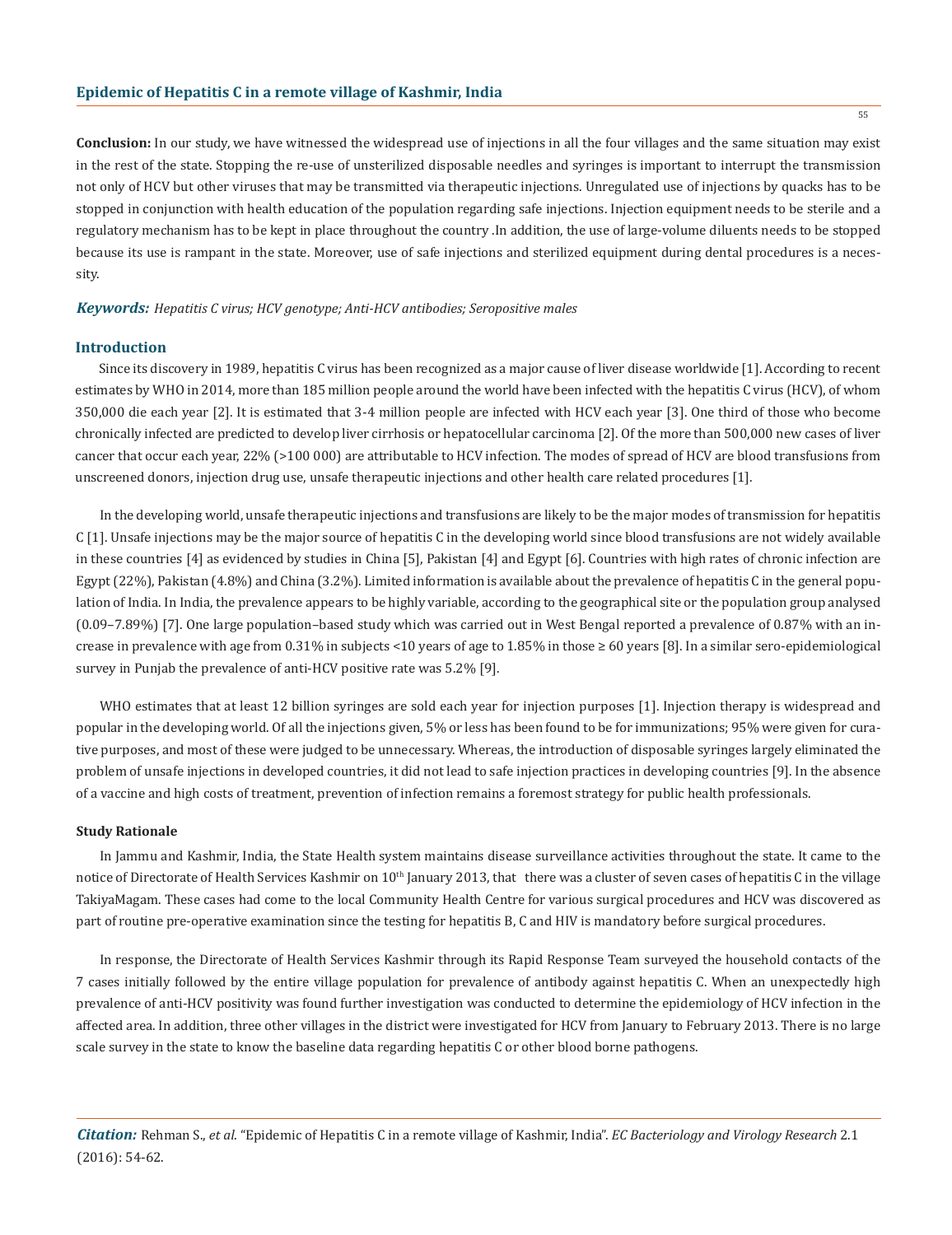**Conclusion:** In our study, we have witnessed the widespread use of injections in all the four villages and the same situation may exist in the rest of the state. Stopping the re-use of unsterilized disposable needles and syringes is important to interrupt the transmission not only of HCV but other viruses that may be transmitted via therapeutic injections. Unregulated use of injections by quacks has to be stopped in conjunction with health education of the population regarding safe injections. Injection equipment needs to be sterile and a regulatory mechanism has to be kept in place throughout the country .In addition, the use of large-volume diluents needs to be stopped because its use is rampant in the state. Moreover, use of safe injections and sterilized equipment during dental procedures is a necessity.

***Keywords:*** *Hepatitis C virus; HCV genotype; Anti-HCV antibodies; Seropositive males*

## Introduction

Since its discovery in 1989, hepatitis C virus has been recognized as a major cause of liver disease worldwide [1]. According to recent estimates by WHO in 2014, more than 185 million people around the world have been infected with the hepatitis C virus (HCV), of whom 350,000 die each year [2]. It is estimated that 3-4 million people are infected with HCV each year [3]. One third of those who become chronically infected are predicted to develop liver cirrhosis or hepatocellular carcinoma [2]. Of the more than 500,000 new cases of liver cancer that occur each year, 22% (>100 000) are attributable to HCV infection. The modes of spread of HCV are blood transfusions from unscreened donors, injection drug use, unsafe therapeutic injections and other health care related procedures [1].

In the developing world, unsafe therapeutic injections and transfusions are likely to be the major modes of transmission for hepatitis C [1]. Unsafe injections may be the major source of hepatitis C in the developing world since blood transfusions are not widely available in these countries [4] as evidenced by studies in China [5], Pakistan [4] and Egypt [6]. Countries with high rates of chronic infection are Egypt (22%), Pakistan (4.8%) and China (3.2%). Limited information is available about the prevalence of hepatitis C in the general population of India. In India, the prevalence appears to be highly variable, according to the geographical site or the population group analysed (0.09–7.89%) [7]. One large population–based study which was carried out in West Bengal reported a prevalence of 0.87% with an increase in prevalence with age from 0.31% in subjects <10 years of age to 1.85% in those ≥ 60 years [8]. In a similar sero-epidemiological survey in Punjab the prevalence of anti-HCV positive rate was 5.2% [9].

WHO estimates that at least 12 billion syringes are sold each year for injection purposes [1]. Injection therapy is widespread and popular in the developing world. Of all the injections given, 5% or less has been found to be for immunizations; 95% were given for curative purposes, and most of these were judged to be unnecessary. Whereas, the introduction of disposable syringes largely eliminated the problem of unsafe injections in developed countries, it did not lead to safe injection practices in developing countries [9]. In the absence of a vaccine and high costs of treatment, prevention of infection remains a foremost strategy for public health professionals.

### Study Rationale

In Jammu and Kashmir, India, the State Health system maintains disease surveillance activities throughout the state. It came to the notice of Directorate of Health Services Kashmir on 10th January 2013, that there was a cluster of seven cases of hepatitis C in the village TakiyaMagam. These cases had come to the local Community Health Centre for various surgical procedures and HCV was discovered as part of routine pre-operative examination since the testing for hepatitis B, C and HIV is mandatory before surgical procedures.

In response, the Directorate of Health Services Kashmir through its Rapid Response Team surveyed the household contacts of the 7 cases initially followed by the entire village population for prevalence of antibody against hepatitis C. When an unexpectedly high prevalence of anti-HCV positivity was found further investigation was conducted to determine the epidemiology of HCV infection in the affected area. In addition, three other villages in the district were investigated for HCV from January to February 2013. There is no large scale survey in the state to know the baseline data regarding hepatitis C or other blood borne pathogens.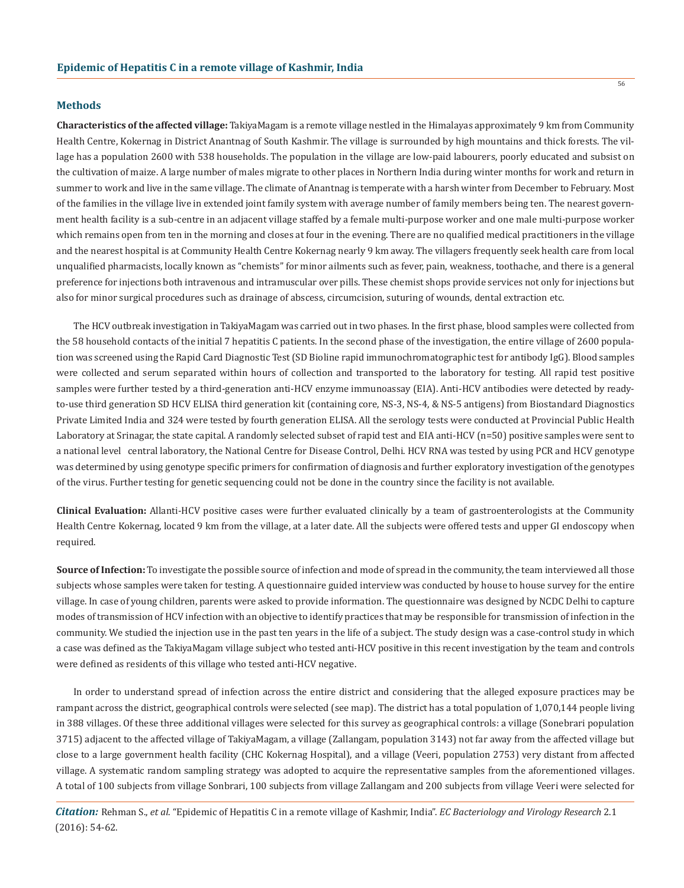## Methods

**Characteristics of the affected village:** TakiyaMagam is a remote village nestled in the Himalayas approximately 9 km from Community Health Centre, Kokernag in District Anantnag of South Kashmir. The village is surrounded by high mountains and thick forests. The village has a population 2600 with 538 households. The population in the village are low-paid labourers, poorly educated and subsist on the cultivation of maize. A large number of males migrate to other places in Northern India during winter months for work and return in summer to work and live in the same village. The climate of Anantnag is temperate with a harsh winter from December to February. Most of the families in the village live in extended joint family system with average number of family members being ten. The nearest government health facility is a sub-centre in an adjacent village staffed by a female multi-purpose worker and one male multi-purpose worker which remains open from ten in the morning and closes at four in the evening. There are no qualified medical practitioners in the village and the nearest hospital is at Community Health Centre Kokernag nearly 9 km away. The villagers frequently seek health care from local unqualified pharmacists, locally known as "chemists" for minor ailments such as fever, pain, weakness, toothache, and there is a general preference for injections both intravenous and intramuscular over pills. These chemist shops provide services not only for injections but also for minor surgical procedures such as drainage of abscess, circumcision, suturing of wounds, dental extraction etc.

The HCV outbreak investigation in TakiyaMagam was carried out in two phases. In the first phase, blood samples were collected from the 58 household contacts of the initial 7 hepatitis C patients. In the second phase of the investigation, the entire village of 2600 population was screened using the Rapid Card Diagnostic Test (SD Bioline rapid immunochromatographic test for antibody IgG). Blood samples were collected and serum separated within hours of collection and transported to the laboratory for testing. All rapid test positive samples were further tested by a third-generation anti-HCV enzyme immunoassay (EIA). Anti-HCV antibodies were detected by ready-to-use third generation SD HCV ELISA third generation kit (containing core, NS-3, NS-4, & NS-5 antigens) from Biostandard Diagnostics Private Limited India and 324 were tested by fourth generation ELISA. All the serology tests were conducted at Provincial Public Health Laboratory at Srinagar, the state capital. A randomly selected subset of rapid test and EIA anti-HCV (n=50) positive samples were sent to a national level central laboratory, the National Centre for Disease Control, Delhi. HCV RNA was tested by using PCR and HCV genotype was determined by using genotype specific primers for confirmation of diagnosis and further exploratory investigation of the genotypes of the virus. Further testing for genetic sequencing could not be done in the country since the facility is not available.

**Clinical Evaluation:** Allanti-HCV positive cases were further evaluated clinically by a team of gastroenterologists at the Community Health Centre Kokernag, located 9 km from the village, at a later date. All the subjects were offered tests and upper GI endoscopy when required.

**Source of Infection:** To investigate the possible source of infection and mode of spread in the community, the team interviewed all those subjects whose samples were taken for testing. A questionnaire guided interview was conducted by house to house survey for the entire village. In case of young children, parents were asked to provide information. The questionnaire was designed by NCDC Delhi to capture modes of transmission of HCV infection with an objective to identify practices that may be responsible for transmission of infection in the community. We studied the injection use in the past ten years in the life of a subject. The study design was a case-control study in which a case was defined as the TakiyaMagam village subject who tested anti-HCV positive in this recent investigation by the team and controls were defined as residents of this village who tested anti-HCV negative.

In order to understand spread of infection across the entire district and considering that the alleged exposure practices may be rampant across the district, geographical controls were selected (see map). The district has a total population of 1,070,144 people living in 388 villages. Of these three additional villages were selected for this survey as geographical controls: a village (Sonebrari population 3715) adjacent to the affected village of TakiyaMagam, a village (Zallangam, population 3143) not far away from the affected village but close to a large government health facility (CHC Kokernag Hospital), and a village (Veeri, population 2753) very distant from affected village. A systematic random sampling strategy was adopted to acquire the representative samples from the aforementioned villages. A total of 100 subjects from village Sonbrari, 100 subjects from village Zallangam and 200 subjects from village Veeri were selected for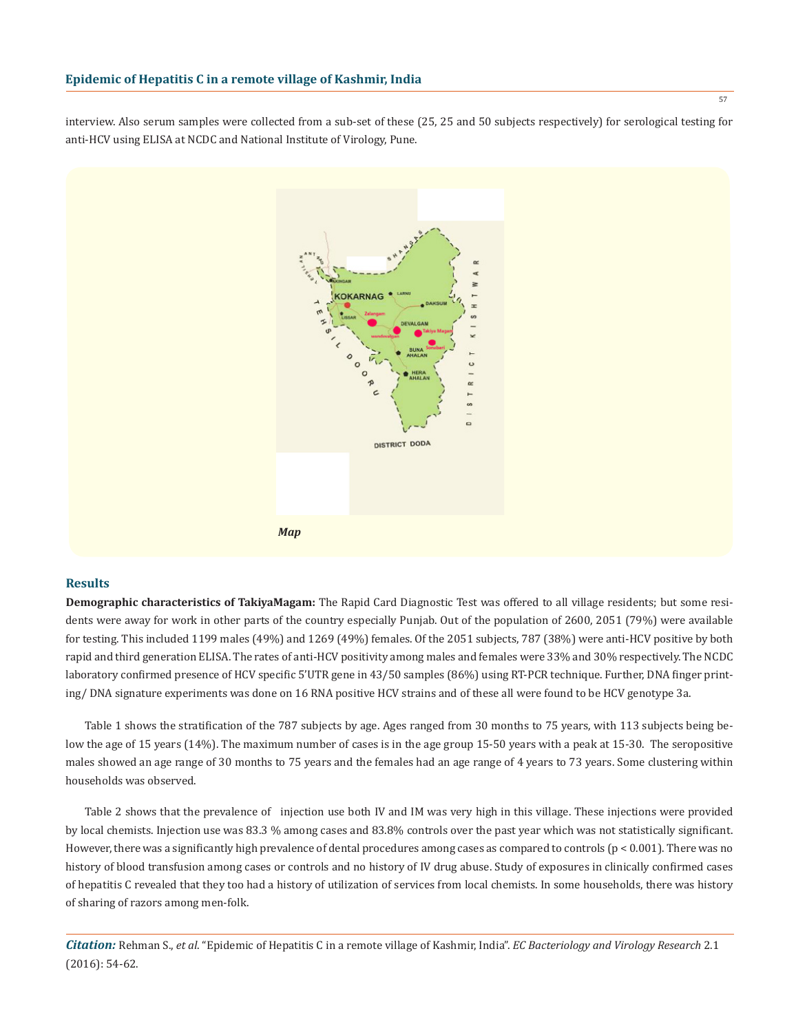interview. Also serum samples were collected from a sub-set of these (25, 25 and 50 subjects respectively) for serological testing for anti-HCV using ELISA at NCDC and National Institute of Virology, Pune.

*Map*

## Results

**Demographic characteristics of TakiyaMagam:** The Rapid Card Diagnostic Test was offered to all village residents; but some residents were away for work in other parts of the country especially Punjab. Out of the population of 2600, 2051 (79%) were available for testing. This included 1199 males (49%) and 1269 (49%) females. Of the 2051 subjects, 787 (38%) were anti-HCV positive by both rapid and third generation ELISA. The rates of anti-HCV positivity among males and females were 33% and 30% respectively. The NCDC laboratory confirmed presence of HCV specific 5'UTR gene in 43/50 samples (86%) using RT-PCR technique. Further, DNA finger printing/ DNA signature experiments was done on 16 RNA positive HCV strains and of these all were found to be HCV genotype 3a.

Table 1 shows the stratification of the 787 subjects by age. Ages ranged from 30 months to 75 years, with 113 subjects being below the age of 15 years (14%). The maximum number of cases is in the age group 15-50 years with a peak at 15-30. The seropositive males showed an age range of 30 months to 75 years and the females had an age range of 4 years to 73 years. Some clustering within households was observed.

Table 2 shows that the prevalence of injection use both IV and IM was very high in this village. These injections were provided by local chemists. Injection use was 83.3 % among cases and 83.8% controls over the past year which was not statistically significant. However, there was a significantly high prevalence of dental procedures among cases as compared to controls ($p < 0.001$). There was no history of blood transfusion among cases or controls and no history of IV drug abuse. Study of exposures in clinically confirmed cases of hepatitis C revealed that they too had a history of utilization of services from local chemists. In some households, there was history of sharing of razors among men-folk.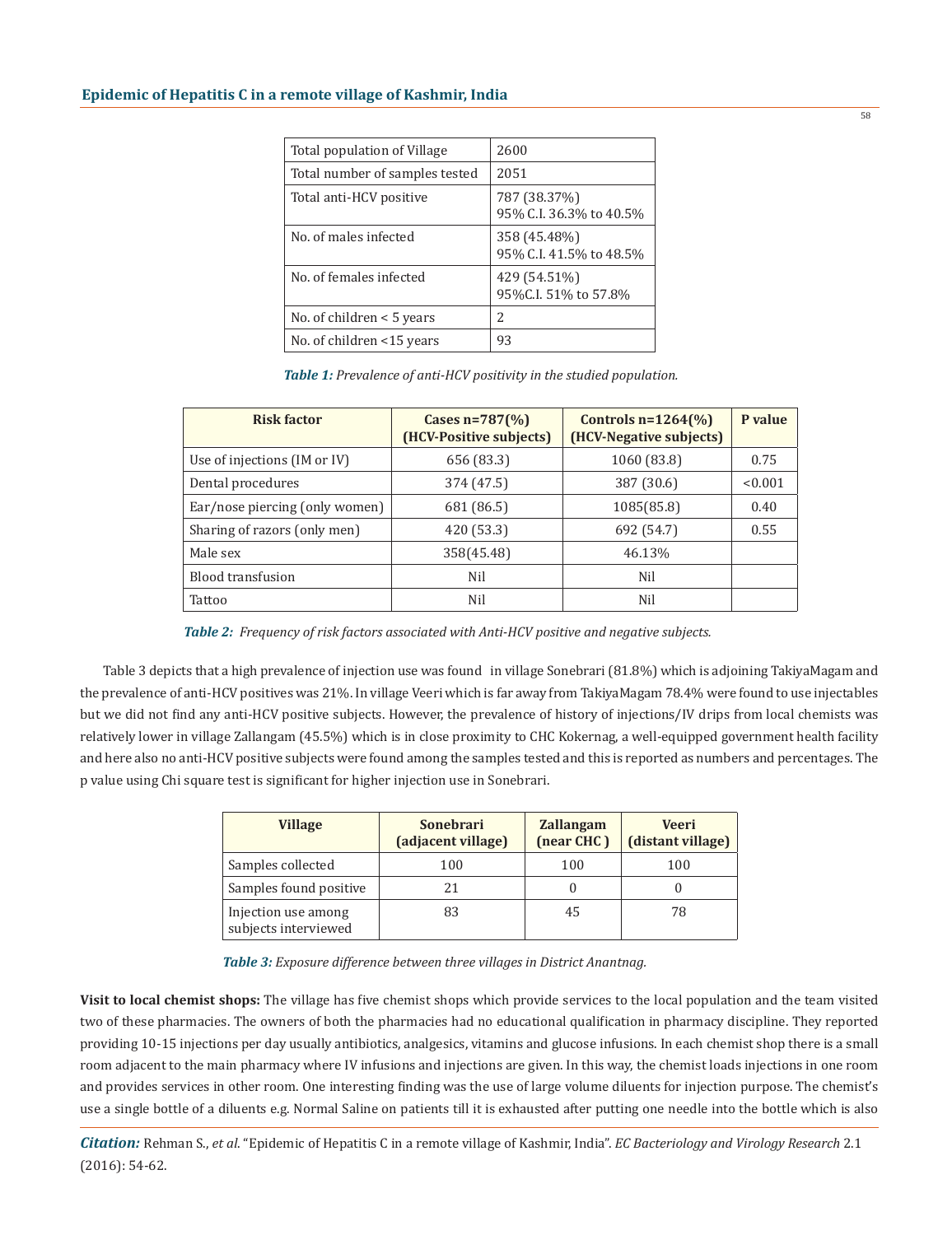| Total population of Village | 2600 |
|---|---|
| Total number of samples tested | 2051 |
| Total anti-HCV positive | 787 (38.37%) 95% C.I. 36.3% to 40.5% |
| No. of males infected | 358 (45.48%) 95% C.I. 41.5% to 48.5% |
| No. of females infected | 429 (54.51%) 95%C.I. 51% to 57.8% |
| No. of children < 5 years | 2 |
| No. of children <15 years | 93 |

***Table 1:*** *Prevalence of anti-HCV positivity in the studied population.*

| Risk factor | Cases n=787(%) (HCV-Positive subjects) | Controls n=1264(%) (HCV-Negative subjects) | P value |
|---|---|---|---|
| Use of injections (IM or IV) | 656 (83.3) | 1060 (83.8) | 0.75 |
| Dental procedures | 374 (47.5) | 387 (30.6) | <0.001 |
| Ear/nose piercing (only women) | 681 (86.5) | 1085(85.8) | 0.40 |
| Sharing of razors (only men) | 420 (53.3) | 692 (54.7) | 0.55 |
| Male sex | 358(45.48) | 46.13% | |
| Blood transfusion | Nil | Nil | |
| Tattoo | Nil | Nil | |

***Table 2:*** *Frequency of risk factors associated with Anti-HCV positive and negative subjects.*

Table 3 depicts that a high prevalence of injection use was found in village Sonebrari (81.8%) which is adjoining TakiyaMagam and the prevalence of anti-HCV positives was 21%. In village Veeri which is far away from TakiyaMagam 78.4% were found to use injectables but we did not find any anti-HCV positive subjects. However, the prevalence of history of injections/IV drips from local chemists was relatively lower in village Zallangam (45.5%) which is in close proximity to CHC Kokernag, a well-equipped government health facility and here also no anti-HCV positive subjects were found among the samples tested and this is reported as numbers and percentages. The p value using Chi square test is significant for higher injection use in Sonebrari.

| Village | Sonebrari (adjacent village) | Zallangam (near CHC ) | Veeri (distant village) |
|---|---|---|---|
| Samples collected | 100 | 100 | 100 |
| Samples found positive | 21 | 0 | 0 |
| Injection use among subjects interviewed | 83 | 45 | 78 |

***Table 3:*** *Exposure difference between three villages in District Anantnag.*

**Visit to local chemist shops:** The village has five chemist shops which provide services to the local population and the team visited two of these pharmacies. The owners of both the pharmacies had no educational qualification in pharmacy discipline. They reported providing 10-15 injections per day usually antibiotics, analgesics, vitamins and glucose infusions. In each chemist shop there is a small room adjacent to the main pharmacy where IV infusions and injections are given. In this way, the chemist loads injections in one room and provides services in other room. One interesting finding was the use of large volume diluents for injection purpose. The chemist's use a single bottle of a diluents e.g. Normal Saline on patients till it is exhausted after putting one needle into the bottle which is also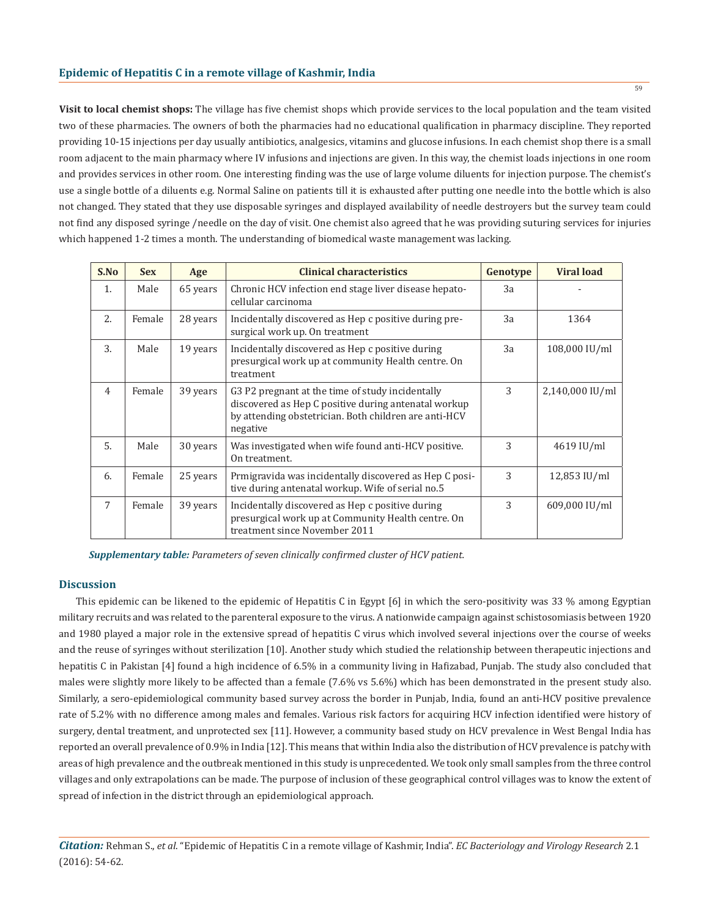**Visit to local chemist shops:** The village has five chemist shops which provide services to the local population and the team visited two of these pharmacies. The owners of both the pharmacies had no educational qualification in pharmacy discipline. They reported providing 10-15 injections per day usually antibiotics, analgesics, vitamins and glucose infusions. In each chemist shop there is a small room adjacent to the main pharmacy where IV infusions and injections are given. In this way, the chemist loads injections in one room and provides services in other room. One interesting finding was the use of large volume diluents for injection purpose. The chemist's use a single bottle of a diluents e.g. Normal Saline on patients till it is exhausted after putting one needle into the bottle which is also not changed. They stated that they use disposable syringes and displayed availability of needle destroyers but the survey team could not find any disposed syringe /needle on the day of visit. One chemist also agreed that he was providing suturing services for injuries which happened 1-2 times a month. The understanding of biomedical waste management was lacking.

| S.No | Sex | Age | Clinical characteristics | Genotype | Viral load |
|---|---|---|---|---|---|
| 1. | Male | 65 years | Chronic HCV infection end stage liver disease hepato-cellular carcinoma | 3a | - |
| 2. | Female | 28 years | Incidentally discovered as Hep c positive during pre-surgical work up. On treatment | 3a | 1364 |
| 3. | Male | 19 years | Incidentally discovered as Hep c positive during presurgical work up at community Health centre. On treatment | 3a | 108,000 IU/ml |
| 4 | Female | 39 years | G3 P2 pregnant at the time of study incidentally discovered as Hep C positive during antenatal workup by attending obstetrician. Both children are anti-HCV negative | 3 | 2,140,000 IU/ml |
| 5. | Male | 30 years | Was investigated when wife found anti-HCV positive. On treatment. | 3 | 4619 IU/ml |
| 6. | Female | 25 years | Prmigravida was incidentally discovered as Hep C positive during antenatal workup. Wife of serial no.5 | 3 | 12,853 IU/ml |
| 7 | Female | 39 years | Incidentally discovered as Hep c positive during presurgical work up at Community Health centre. On treatment since November 2011 | 3 | 609,000 IU/ml |

***Supplementary table:*** *Parameters of seven clinically confirmed cluster of HCV patient.*

## Discussion

This epidemic can be likened to the epidemic of Hepatitis C in Egypt [6] in which the sero-positivity was 33 % among Egyptian military recruits and was related to the parenteral exposure to the virus. A nationwide campaign against schistosomiasis between 1920 and 1980 played a major role in the extensive spread of hepatitis C virus which involved several injections over the course of weeks and the reuse of syringes without sterilization [10]. Another study which studied the relationship between therapeutic injections and hepatitis C in Pakistan [4] found a high incidence of 6.5% in a community living in Hafizabad, Punjab. The study also concluded that males were slightly more likely to be affected than a female (7.6% vs 5.6%) which has been demonstrated in the present study also. Similarly, a sero-epidemiological community based survey across the border in Punjab, India, found an anti-HCV positive prevalence rate of 5.2% with no difference among males and females. Various risk factors for acquiring HCV infection identified were history of surgery, dental treatment, and unprotected sex [11]. However, a community based study on HCV prevalence in West Bengal India has reported an overall prevalence of 0.9% in India [12]. This means that within India also the distribution of HCV prevalence is patchy with areas of high prevalence and the outbreak mentioned in this study is unprecedented. We took only small samples from the three control villages and only extrapolations can be made. The purpose of inclusion of these geographical control villages was to know the extent of spread of infection in the district through an epidemiological approach.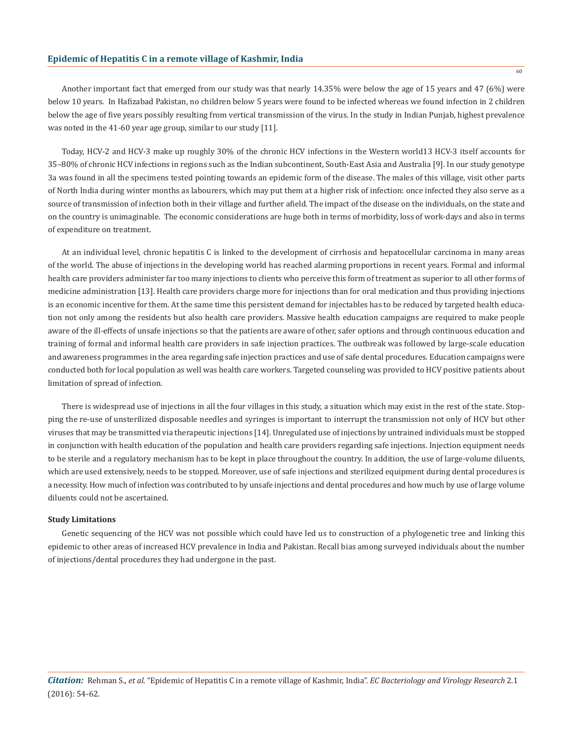Another important fact that emerged from our study was that nearly 14.35% were below the age of 15 years and 47 (6%) were below 10 years. In Hafizabad Pakistan, no children below 5 years were found to be infected whereas we found infection in 2 children below the age of five years possibly resulting from vertical transmission of the virus. In the study in Indian Punjab, highest prevalence was noted in the 41-60 year age group, similar to our study [11].

Today, HCV-2 and HCV-3 make up roughly 30% of the chronic HCV infections in the Western world13 HCV-3 itself accounts for 35–80% of chronic HCV infections in regions such as the Indian subcontinent, South-East Asia and Australia [9]. In our study genotype 3a was found in all the specimens tested pointing towards an epidemic form of the disease. The males of this village, visit other parts of North India during winter months as labourers, which may put them at a higher risk of infection: once infected they also serve as a source of transmission of infection both in their village and further afield. The impact of the disease on the individuals, on the state and on the country is unimaginable. The economic considerations are huge both in terms of morbidity, loss of work-days and also in terms of expenditure on treatment.

At an individual level, chronic hepatitis C is linked to the development of cirrhosis and hepatocellular carcinoma in many areas of the world. The abuse of injections in the developing world has reached alarming proportions in recent years. Formal and informal health care providers administer far too many injections to clients who perceive this form of treatment as superior to all other forms of medicine administration [13]. Health care providers charge more for injections than for oral medication and thus providing injections is an economic incentive for them. At the same time this persistent demand for injectables has to be reduced by targeted health education not only among the residents but also health care providers. Massive health education campaigns are required to make people aware of the ill-effects of unsafe injections so that the patients are aware of other, safer options and through continuous education and training of formal and informal health care providers in safe injection practices. The outbreak was followed by large-scale education and awareness programmes in the area regarding safe injection practices and use of safe dental procedures. Education campaigns were conducted both for local population as well was health care workers. Targeted counseling was provided to HCV positive patients about limitation of spread of infection.

There is widespread use of injections in all the four villages in this study, a situation which may exist in the rest of the state. Stopping the re-use of unsterilized disposable needles and syringes is important to interrupt the transmission not only of HCV but other viruses that may be transmitted via therapeutic injections [14]. Unregulated use of injections by untrained individuals must be stopped in conjunction with health education of the population and health care providers regarding safe injections. Injection equipment needs to be sterile and a regulatory mechanism has to be kept in place throughout the country. In addition, the use of large-volume diluents, which are used extensively, needs to be stopped. Moreover, use of safe injections and sterilized equipment during dental procedures is a necessity. How much of infection was contributed to by unsafe injections and dental procedures and how much by use of large volume diluents could not be ascertained.

#### Study Limitations

Genetic sequencing of the HCV was not possible which could have led us to construction of a phylogenetic tree and linking this epidemic to other areas of increased HCV prevalence in India and Pakistan. Recall bias among surveyed individuals about the number of injections/dental procedures they had undergone in the past.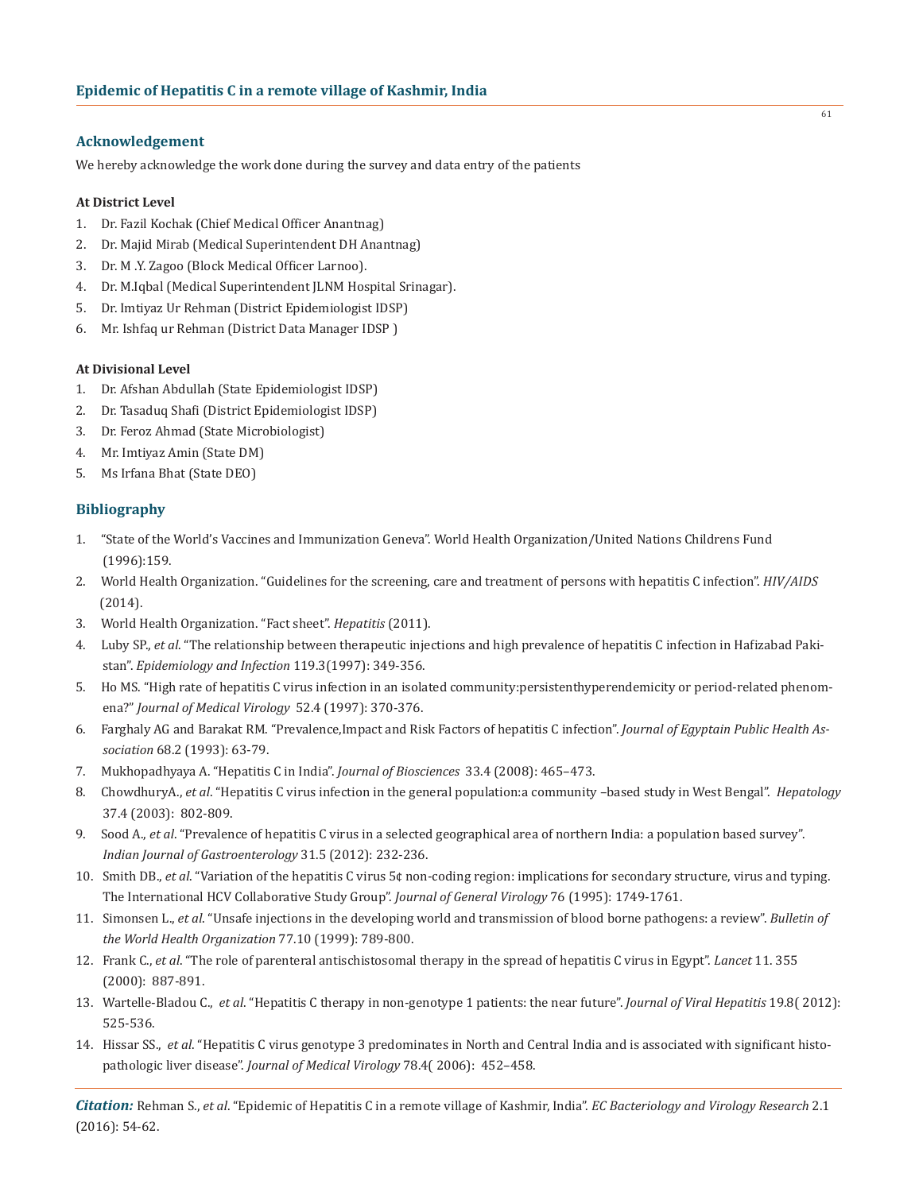## Acknowledgement

We hereby acknowledge the work done during the survey and data entry of the patients

**At District Level**

1. Dr. Fazil Kochak (Chief Medical Officer Anantnag)
2. Dr. Majid Mirab (Medical Superintendent DH Anantnag)
3. Dr. M .Y. Zagoo (Block Medical Officer Larnoo).
4. Dr. M.Iqbal (Medical Superintendent JLNM Hospital Srinagar).
5. Dr. Imtiyaz Ur Rehman (District Epidemiologist IDSP)
6. Mr. Ishfaq ur Rehman (District Data Manager IDSP )

**At Divisional Level**

1. Dr. Afshan Abdullah (State Epidemiologist IDSP)
2. Dr. Tasaduq Shafi (District Epidemiologist IDSP)
3. Dr. Feroz Ahmad (State Microbiologist)
4. Mr. Imtiyaz Amin (State DM)
5. Ms Irfana Bhat (State DEO)

## Bibliography

1. "State of the World's Vaccines and Immunization Geneva". World Health Organization/United Nations Childrens Fund (1996):159.
2. World Health Organization. "Guidelines for the screening, care and treatment of persons with hepatitis C infection". *HIV/AIDS* (2014).
3. World Health Organization. "Fact sheet". *Hepatitis* (2011).
4. Luby SP., *et al*. "The relationship between therapeutic injections and high prevalence of hepatitis C infection in Hafizabad Pakistan". *Epidemiology and Infection* 119.3(1997): 349-356.
5. Ho MS. "High rate of hepatitis C virus infection in an isolated community:persistenthyperendemicity or period-related phenomena?" *Journal of Medical Virology* 52.4 (1997): 370-376.
6. Farghaly AG and Barakat RM. "Prevalence,Impact and Risk Factors of hepatitis C infection". *Journal of Egyptain Public Health Association* 68.2 (1993): 63-79.
7. Mukhopadhyaya A. "Hepatitis C in India". *Journal of Biosciences* 33.4 (2008): 465–473.
8. ChowdhuryA., *et al*. "Hepatitis C virus infection in the general population:a community –based study in West Bengal". *Hepatology* 37.4 (2003): 802-809.
9. Sood A., *et al*. "Prevalence of hepatitis C virus in a selected geographical area of northern India: a population based survey". *Indian Journal of Gastroenterology* 31.5 (2012): 232-236.
10. Smith DB., *et al*. "Variation of the hepatitis C virus 5¢ non-coding region: implications for secondary structure, virus and typing. The International HCV Collaborative Study Group". *Journal of General Virology* 76 (1995): 1749-1761.
11. Simonsen L., *et al*. "Unsafe injections in the developing world and transmission of blood borne pathogens: a review". *Bulletin of the World Health Organization* 77.10 (1999): 789-800.
12. Frank C., *et al*. "The role of parenteral antischistosomal therapy in the spread of hepatitis C virus in Egypt". *Lancet* 11. 355 (2000): 887-891.
13. Wartelle-Bladou C., *et al*. "Hepatitis C therapy in non-genotype 1 patients: the near future". *Journal of Viral Hepatitis* 19.8( 2012): 525-536.
14. Hissar SS., *et al*. "Hepatitis C virus genotype 3 predominates in North and Central India and is associated with significant histopathologic liver disease". *Journal of Medical Virology* 78.4( 2006): 452–458.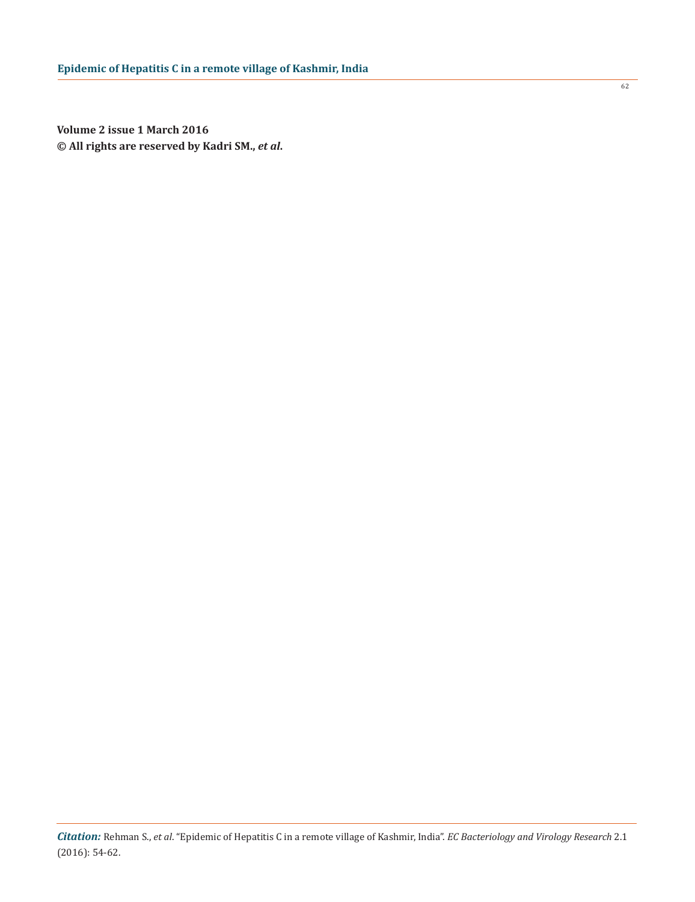**Volume 2 issue 1 March 2016**
**© All rights are reserved by Kadri SM., *et al*.**